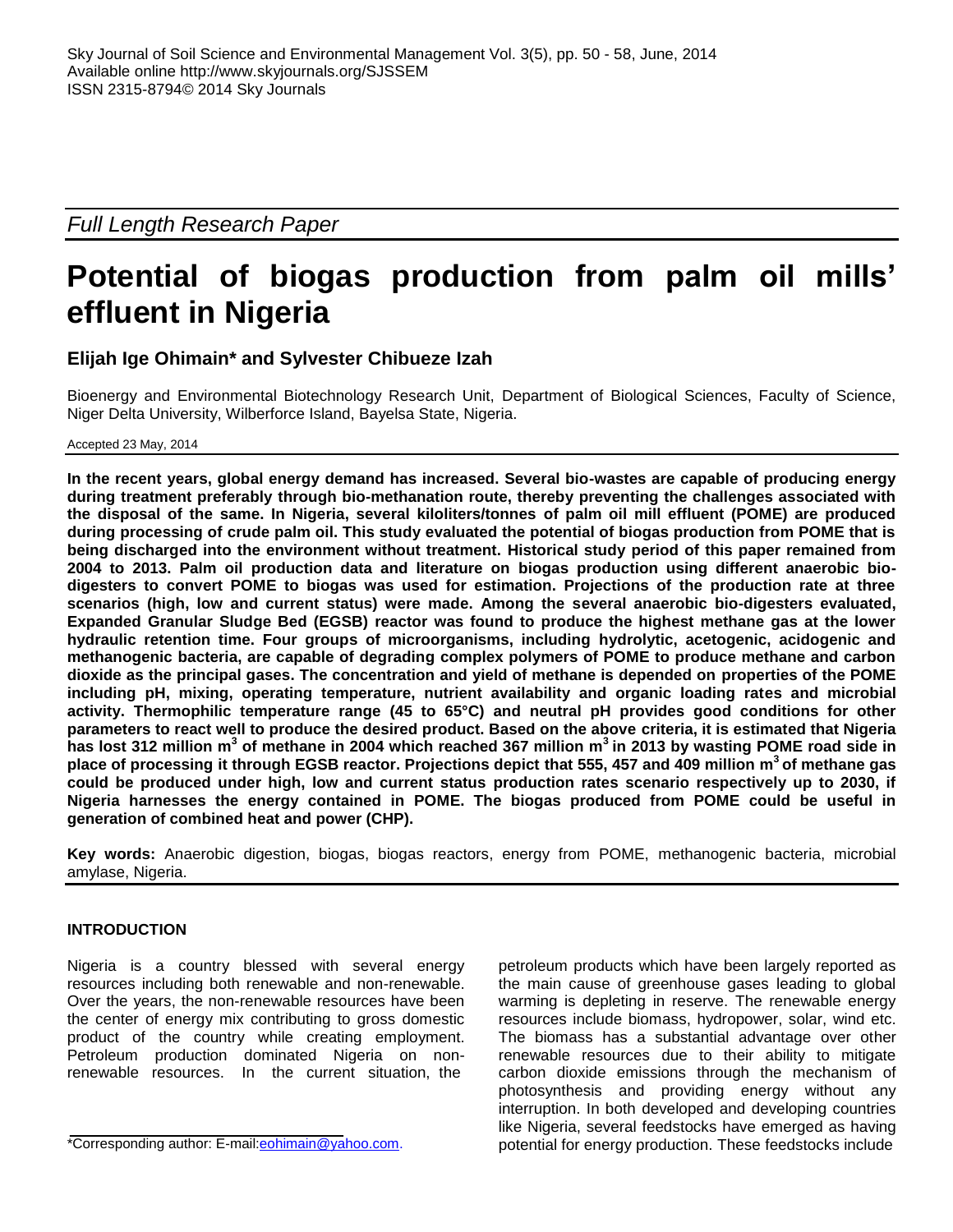*Full Length Research Paper*

# Potential of biogas production from palm oil mills' effluent in Nigeria

**Elijah Ige Ohimain* and Sylvester Chibueze Izah**

Bioenergy and Environmental Biotechnology Research Unit, Department of Biological Sciences, Faculty of Science, Niger Delta University, Wilberforce Island, Bayelsa State, Nigeria.

Accepted 23 May, 2014

**In the recent years, global energy demand has increased. Several bio-wastes are capable of producing energy during treatment preferably through bio-methanation route, thereby preventing the challenges associated with the disposal of the same. In Nigeria, several kiloliters/tonnes of palm oil mill effluent (POME) are produced during processing of crude palm oil. This study evaluated the potential of biogas production from POME that is being discharged into the environment without treatment. Historical study period of this paper remained from 2004 to 2013. Palm oil production data and literature on biogas production using different anaerobic bio-digesters to convert POME to biogas was used for estimation. Projections of the production rate at three scenarios (high, low and current status) were made. Among the several anaerobic bio-digesters evaluated, Expanded Granular Sludge Bed (EGSB) reactor was found to produce the highest methane gas at the lower hydraulic retention time. Four groups of microorganisms, including hydrolytic, acetogenic, acidogenic and methanogenic bacteria, are capable of degrading complex polymers of POME to produce methane and carbon dioxide as the principal gases. The concentration and yield of methane is depended on properties of the POME including pH, mixing, operating temperature, nutrient availability and organic loading rates and microbial activity. Thermophilic temperature range (45 to 65°C) and neutral pH provides good conditions for other parameters to react well to produce the desired product. Based on the above criteria, it is estimated that Nigeria has lost 312 million m$^3$ of methane in 2004 which reached 367 million m$^3$ in 2013 by wasting POME road side in place of processing it through EGSB reactor. Projections depict that 555, 457 and 409 million m$^3$ of methane gas could be produced under high, low and current status production rates scenario respectively up to 2030, if Nigeria harnesses the energy contained in POME. The biogas produced from POME could be useful in generation of combined heat and power (CHP).**

**Key words:** Anaerobic digestion, biogas, biogas reactors, energy from POME, methanogenic bacteria, microbial amylase, Nigeria.

## INTRODUCTION

Nigeria is a country blessed with several energy resources including both renewable and non-renewable. Over the years, the non-renewable resources have been the center of energy mix contributing to gross domestic product of the country while creating employment. Petroleum production dominated Nigeria on non-renewable resources. In the current situation, the petroleum products which have been largely reported as the main cause of greenhouse gases leading to global warming is depleting in reserve. The renewable energy resources include biomass, hydropower, solar, wind etc. The biomass has a substantial advantage over other renewable resources due to their ability to mitigate carbon dioxide emissions through the mechanism of photosynthesis and providing energy without any interruption. In both developed and developing countries like Nigeria, several feedstocks have emerged as having potential for energy production. These feedstocks include

*Corresponding author: E-mail: eohimain@yahoo.com.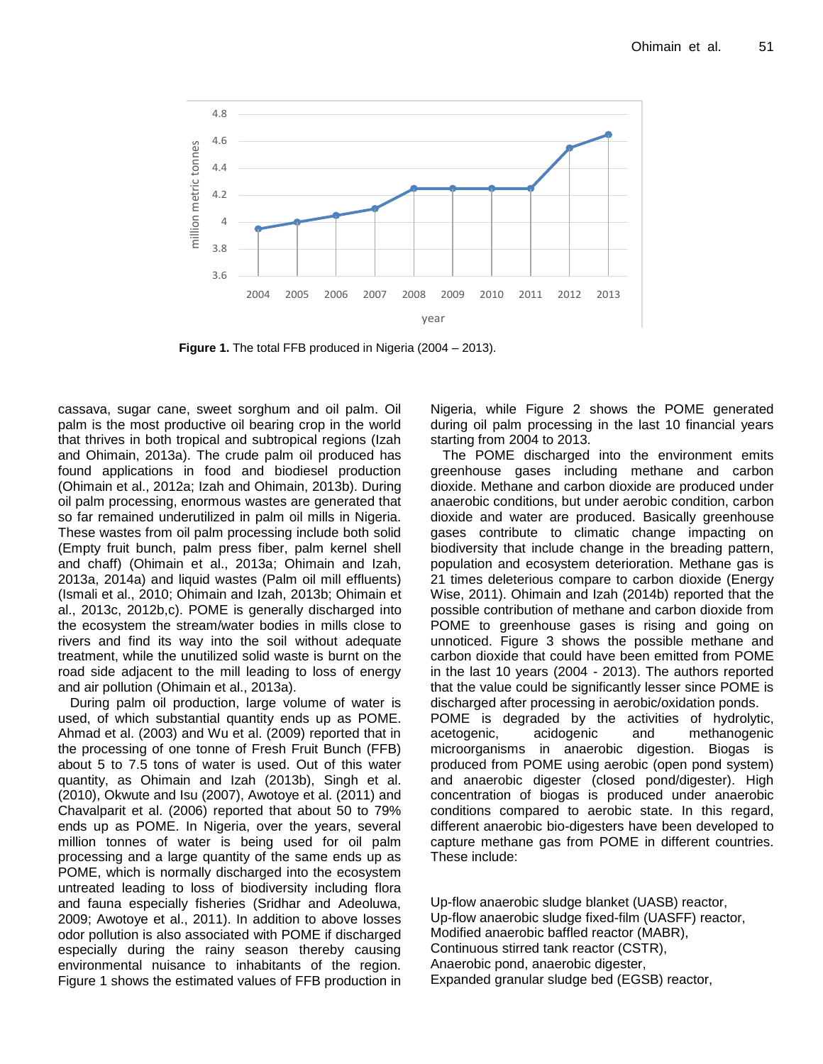Figure 1. The total FFB produced in Nigeria (2004 – 2013).

cassava, sugar cane, sweet sorghum and oil palm. Oil palm is the most productive oil bearing crop in the world that thrives in both tropical and subtropical regions (Izah and Ohimain, 2013a). The crude palm oil produced has found applications in food and biodiesel production (Ohimain et al., 2012a; Izah and Ohimain, 2013b). During oil palm processing, enormous wastes are generated that so far remained underutilized in palm oil mills in Nigeria. These wastes from oil palm processing include both solid (Empty fruit bunch, palm press fiber, palm kernel shell and chaff) (Ohimain et al., 2013a; Ohimain and Izah, 2013a, 2014a) and liquid wastes (Palm oil mill effluents) (Ismali et al., 2010; Ohimain and Izah, 2013b; Ohimain et al., 2013c, 2012b,c). POME is generally discharged into the ecosystem the stream/water bodies in mills close to rivers and find its way into the soil without adequate treatment, while the unutilized solid waste is burnt on the road side adjacent to the mill leading to loss of energy and air pollution (Ohimain et al., 2013a).

During palm oil production, large volume of water is used, of which substantial quantity ends up as POME. Ahmad et al. (2003) and Wu et al. (2009) reported that in the processing of one tonne of Fresh Fruit Bunch (FFB) about 5 to 7.5 tons of water is used. Out of this water quantity, as Ohimain and Izah (2013b), Singh et al. (2010), Okwute and Isu (2007), Awotoye et al. (2011) and Chavalparit et al. (2006) reported that about 50 to 79% ends up as POME. In Nigeria, over the years, several million tonnes of water is being used for oil palm processing and a large quantity of the same ends up as POME, which is normally discharged into the ecosystem untreated leading to loss of biodiversity including flora and fauna especially fisheries (Sridhar and Adeoluwa, 2009; Awotoye et al., 2011). In addition to above losses odor pollution is also associated with POME if discharged especially during the rainy season thereby causing environmental nuisance to inhabitants of the region. Figure 1 shows the estimated values of FFB production in Nigeria, while Figure 2 shows the POME generated during oil palm processing in the last 10 financial years starting from 2004 to 2013.

The POME discharged into the environment emits greenhouse gases including methane and carbon dioxide. Methane and carbon dioxide are produced under anaerobic conditions, but under aerobic condition, carbon dioxide and water are produced. Basically greenhouse gases contribute to climatic change impacting on biodiversity that include change in the breading pattern, population and ecosystem deterioration. Methane gas is 21 times deleterious compare to carbon dioxide (Energy Wise, 2011). Ohimain and Izah (2014b) reported that the possible contribution of methane and carbon dioxide from POME to greenhouse gases is rising and going on unnoticed. Figure 3 shows the possible methane and carbon dioxide that could have been emitted from POME in the last 10 years (2004 - 2013). The authors reported that the value could be significantly lesser since POME is discharged after processing in aerobic/oxidation ponds.

POME is degraded by the activities of hydrolytic, acetogenic, acidogenic and methanogenic microorganisms in anaerobic digestion. Biogas is produced from POME using aerobic (open pond system) and anaerobic digester (closed pond/digester). High concentration of biogas is produced under anaerobic conditions compared to aerobic state. In this regard, different anaerobic bio-digesters have been developed to capture methane gas from POME in different countries. These include:

Up-flow anaerobic sludge blanket (UASB) reactor,
Up-flow anaerobic sludge fixed-film (UASFF) reactor,
Modified anaerobic baffled reactor (MABR),
Continuous stirred tank reactor (CSTR),
Anaerobic pond, anaerobic digester,
Expanded granular sludge bed (EGSB) reactor,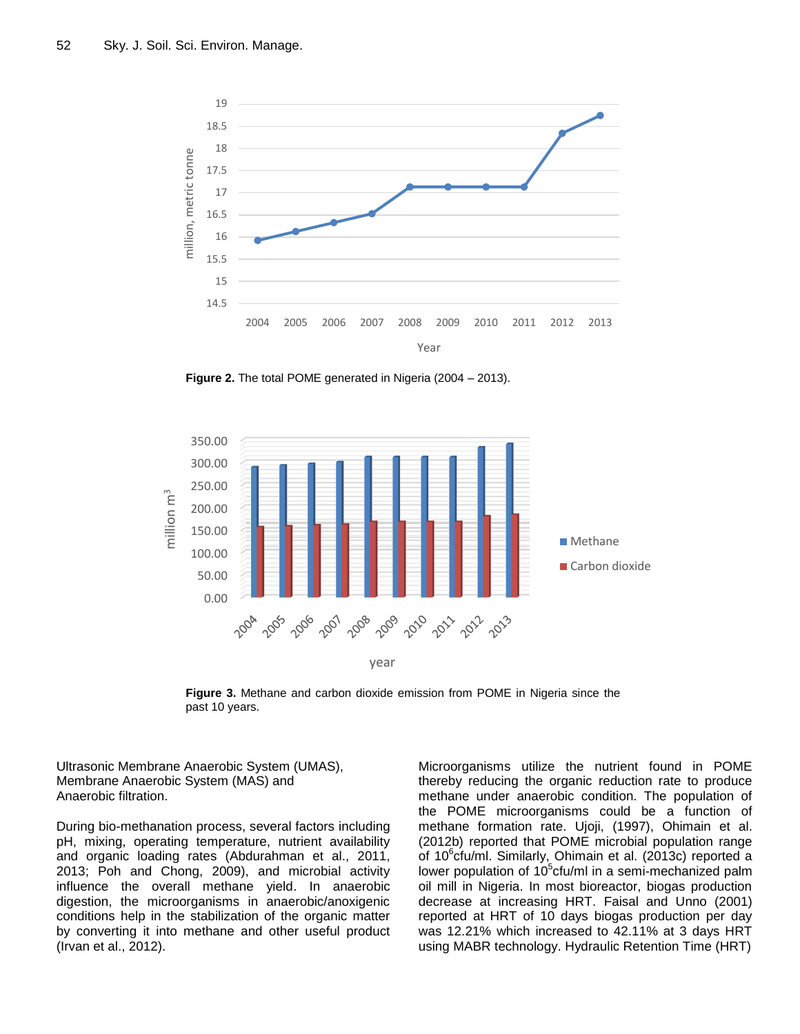Figure 2. The total POME generated in Nigeria (2004 – 2013).

Figure 3. Methane and carbon dioxide emission from POME in Nigeria since the past 10 years.

Ultrasonic Membrane Anaerobic System (UMAS), Membrane Anaerobic System (MAS) and Anaerobic filtration.

During bio-methanation process, several factors including pH, mixing, operating temperature, nutrient availability and organic loading rates (Abdurahman et al., 2011, 2013; Poh and Chong, 2009), and microbial activity influence the overall methane yield. In anaerobic digestion, the microorganisms in anaerobic/anoxigenic conditions help in the stabilization of the organic matter by converting it into methane and other useful product (Irvan et al., 2012).

Microorganisms utilize the nutrient found in POME thereby reducing the organic reduction rate to produce methane under anaerobic condition. The population of the POME microorganisms could be a function of methane formation rate. Ujoji, (1997), Ohimain et al. (2012b) reported that POME microbial population range of $10^6$cfu/ml. Similarly, Ohimain et al. (2013c) reported a lower population of $10^5$cfu/ml in a semi-mechanized palm oil mill in Nigeria. In most bioreactor, biogas production decrease at increasing HRT. Faisal and Unno (2001) reported at HRT of 10 days biogas production per day was 12.21% which increased to 42.11% at 3 days HRT using MABR technology. Hydraulic Retention Time (HRT)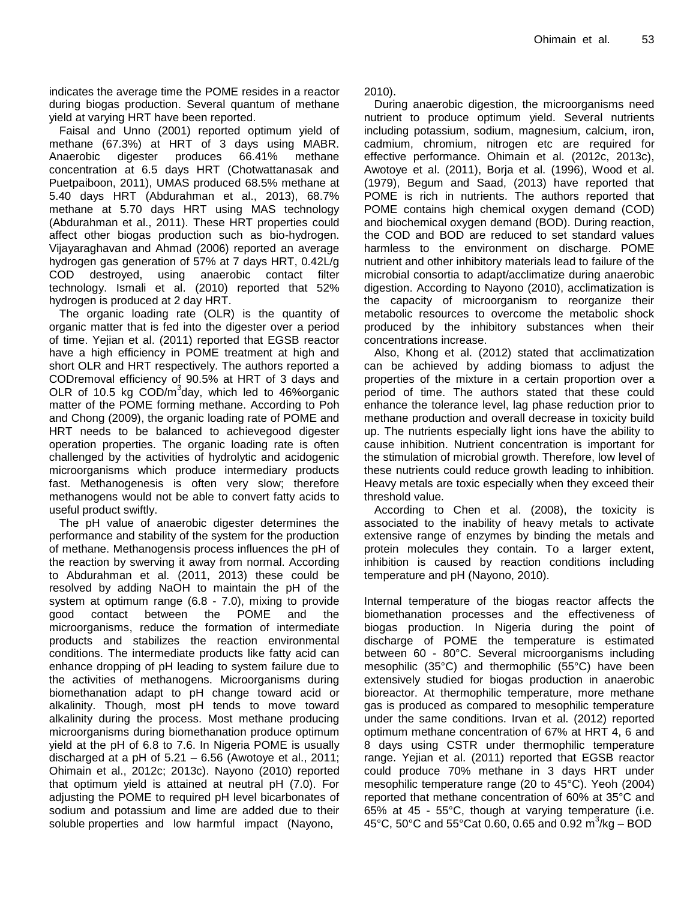indicates the average time the POME resides in a reactor during biogas production. Several quantum of methane yield at varying HRT have been reported.

Faisal and Unno (2001) reported optimum yield of methane (67.3%) at HRT of 3 days using MABR. Anaerobic digester produces 66.41% methane concentration at 6.5 days HRT (Chotwattanasak and Puetpaiboon, 2011), UMAS produced 68.5% methane at 5.40 days HRT (Abdurahman et al., 2013), 68.7% methane at 5.70 days HRT using MAS technology (Abdurahman et al., 2011). These HRT properties could affect other biogas production such as bio-hydrogen. Vijayaraghavan and Ahmad (2006) reported an average hydrogen gas generation of 57% at 7 days HRT, 0.42L/g COD destroyed, using anaerobic contact filter technology. Ismali et al. (2010) reported that 52% hydrogen is produced at 2 day HRT.

The organic loading rate (OLR) is the quantity of organic matter that is fed into the digester over a period of time. Yejian et al. (2011) reported that EGSB reactor have a high efficiency in POME treatment at high and short OLR and HRT respectively. The authors reported a CODremoval efficiency of 90.5% at HRT of 3 days and OLR of 10.5 kg COD/$m^3$day, which led to 46%organic matter of the POME forming methane. According to Poh and Chong (2009), the organic loading rate of POME and HRT needs to be balanced to achievegood digester operation properties. The organic loading rate is often challenged by the activities of hydrolytic and acidogenic microorganisms which produce intermediary products fast. Methanogenesis is often very slow; therefore methanogens would not be able to convert fatty acids to useful product swiftly.

The pH value of anaerobic digester determines the performance and stability of the system for the production of methane. Methanogensis process influences the pH of the reaction by swerving it away from normal. According to Abdurahman et al. (2011, 2013) these could be resolved by adding NaOH to maintain the pH of the system at optimum range (6.8 - 7.0), mixing to provide good contact between the POME and the microorganisms, reduce the formation of intermediate products and stabilizes the reaction environmental conditions. The intermediate products like fatty acid can enhance dropping of pH leading to system failure due to the activities of methanogens. Microorganisms during biomethanation adapt to pH change toward acid or alkalinity. Though, most pH tends to move toward alkalinity during the process. Most methane producing microorganisms during biomethanation produce optimum yield at the pH of 6.8 to 7.6. In Nigeria POME is usually discharged at a pH of 5.21 – 6.56 (Awotoye et al., 2011; Ohimain et al., 2012c; 2013c). Nayono (2010) reported that optimum yield is attained at neutral pH (7.0). For adjusting the POME to required pH level bicarbonates of sodium and potassium and lime are added due to their soluble properties and low harmful impact (Nayono, 2010).

During anaerobic digestion, the microorganisms need nutrient to produce optimum yield. Several nutrients including potassium, sodium, magnesium, calcium, iron, cadmium, chromium, nitrogen etc are required for effective performance. Ohimain et al. (2012c, 2013c), Awotoye et al. (2011), Borja et al. (1996), Wood et al. (1979), Begum and Saad, (2013) have reported that POME is rich in nutrients. The authors reported that POME contains high chemical oxygen demand (COD) and biochemical oxygen demand (BOD). During reaction, the COD and BOD are reduced to set standard values harmless to the environment on discharge. POME nutrient and other inhibitory materials lead to failure of the microbial consortia to adapt/acclimatize during anaerobic digestion. According to Nayono (2010), acclimatization is the capacity of microorganism to reorganize their metabolic resources to overcome the metabolic shock produced by the inhibitory substances when their concentrations increase.

Also, Khong et al. (2012) stated that acclimatization can be achieved by adding biomass to adjust the properties of the mixture in a certain proportion over a period of time. The authors stated that these could enhance the tolerance level, lag phase reduction prior to methane production and overall decrease in toxicity build up. The nutrients especially light ions have the ability to cause inhibition. Nutrient concentration is important for the stimulation of microbial growth. Therefore, low level of these nutrients could reduce growth leading to inhibition. Heavy metals are toxic especially when they exceed their threshold value.

According to Chen et al. (2008), the toxicity is associated to the inability of heavy metals to activate extensive range of enzymes by binding the metals and protein molecules they contain. To a larger extent, inhibition is caused by reaction conditions including temperature and pH (Nayono, 2010).

Internal temperature of the biogas reactor affects the biomethanation processes and the effectiveness of biogas production. In Nigeria during the point of discharge of POME the temperature is estimated between 60 - 80°C. Several microorganisms including mesophilic (35°C) and thermophilic (55°C) have been extensively studied for biogas production in anaerobic bioreactor. At thermophilic temperature, more methane gas is produced as compared to mesophilic temperature under the same conditions. Irvan et al. (2012) reported optimum methane concentration of 67% at HRT 4, 6 and 8 days using CSTR under thermophilic temperature range. Yejian et al. (2011) reported that EGSB reactor could produce 70% methane in 3 days HRT under mesophilic temperature range (20 to 45°C). Yeoh (2004) reported that methane concentration of 60% at 35°C and 65% at 45 - 55°C, though at varying temperature (i.e. 45°C, 50°C and 55°Cat 0.60, 0.65 and 0.92 $m^3$/kg – BOD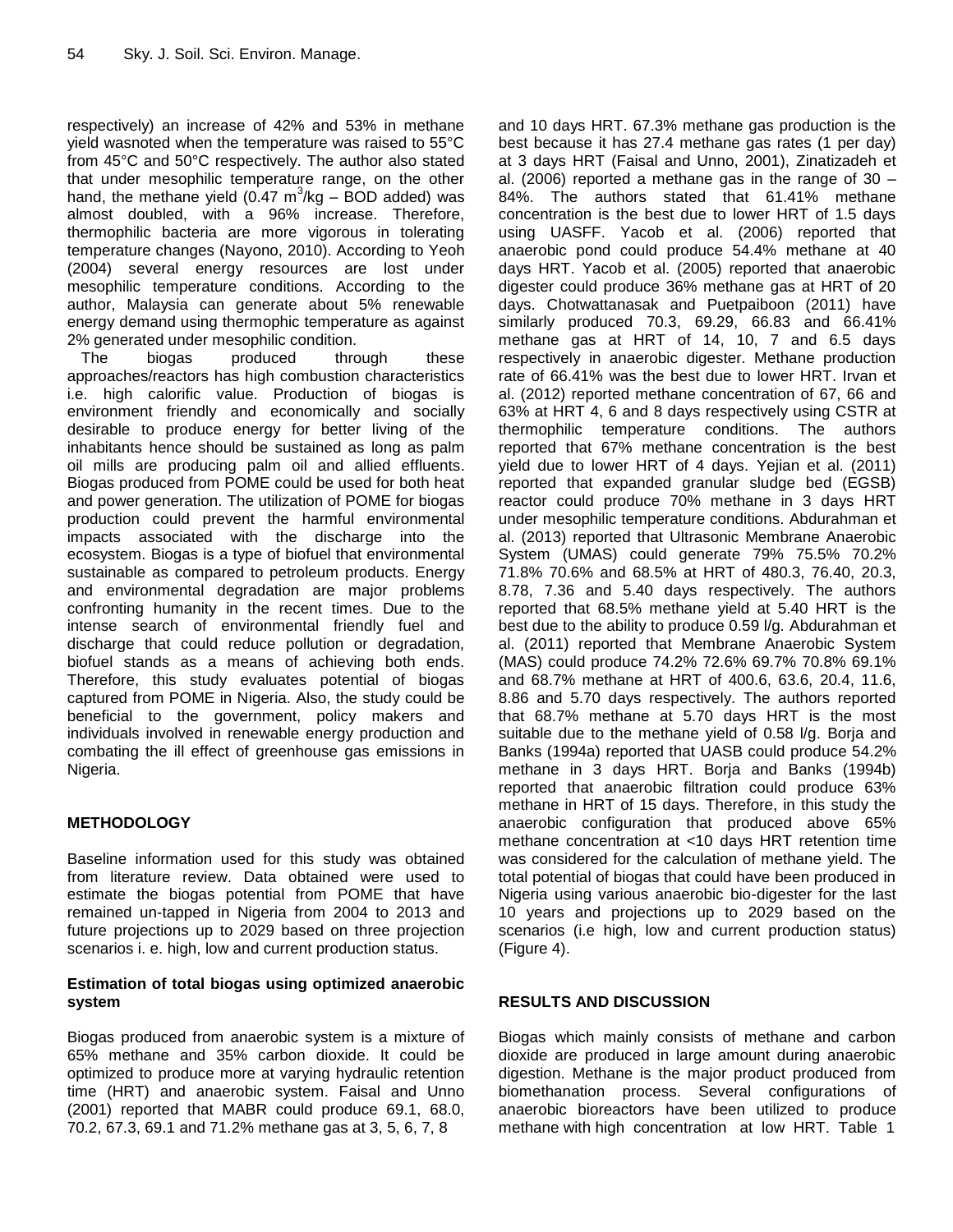respectively) an increase of 42% and 53% in methane yield wasnoted when the temperature was raised to 55°C from 45°C and 50°C respectively. The author also stated that under mesophilic temperature range, on the other hand, the methane yield (0.47 $m^3$/kg – BOD added) was almost doubled, with a 96% increase. Therefore, thermophilic bacteria are more vigorous in tolerating temperature changes (Nayono, 2010). According to Yeoh (2004) several energy resources are lost under mesophilic temperature conditions. According to the author, Malaysia can generate about 5% renewable energy demand using thermophic temperature as against 2% generated under mesophilic condition.

The biogas produced through these approaches/reactors has high combustion characteristics i.e. high calorific value. Production of biogas is environment friendly and economically and socially desirable to produce energy for better living of the inhabitants hence should be sustained as long as palm oil mills are producing palm oil and allied effluents. Biogas produced from POME could be used for both heat and power generation. The utilization of POME for biogas production could prevent the harmful environmental impacts associated with the discharge into the ecosystem. Biogas is a type of biofuel that environmental sustainable as compared to petroleum products. Energy and environmental degradation are major problems confronting humanity in the recent times. Due to the intense search of environmental friendly fuel and discharge that could reduce pollution or degradation, biofuel stands as a means of achieving both ends. Therefore, this study evaluates potential of biogas captured from POME in Nigeria. Also, the study could be beneficial to the government, policy makers and individuals involved in renewable energy production and combating the ill effect of greenhouse gas emissions in Nigeria.

## METHODOLOGY

Baseline information used for this study was obtained from literature review. Data obtained were used to estimate the biogas potential from POME that have remained un-tapped in Nigeria from 2004 to 2013 and future projections up to 2029 based on three projection scenarios i. e. high, low and current production status.

### Estimation of total biogas using optimized anaerobic system

Biogas produced from anaerobic system is a mixture of 65% methane and 35% carbon dioxide. It could be optimized to produce more at varying hydraulic retention time (HRT) and anaerobic system. Faisal and Unno (2001) reported that MABR could produce 69.1, 68.0, 70.2, 67.3, 69.1 and 71.2% methane gas at 3, 5, 6, 7, 8 and 10 days HRT. 67.3% methane gas production is the best because it has 27.4 methane gas rates (1 per day) at 3 days HRT (Faisal and Unno, 2001), Zinatizadeh et al. (2006) reported a methane gas in the range of 30 – 84%. The authors stated that 61.41% methane concentration is the best due to lower HRT of 1.5 days using UASFF. Yacob et al. (2006) reported that anaerobic pond could produce 54.4% methane at 40 days HRT. Yacob et al. (2005) reported that anaerobic digester could produce 36% methane gas at HRT of 20 days. Chotwattanasak and Puetpaiboon (2011) have similarly produced 70.3, 69.29, 66.83 and 66.41% methane gas at HRT of 14, 10, 7 and 6.5 days respectively in anaerobic digester. Methane production rate of 66.41% was the best due to lower HRT. Irvan et al. (2012) reported methane concentration of 67, 66 and 63% at HRT 4, 6 and 8 days respectively using CSTR at thermophilic temperature conditions. The authors reported that 67% methane concentration is the best yield due to lower HRT of 4 days. Yejian et al. (2011) reported that expanded granular sludge bed (EGSB) reactor could produce 70% methane in 3 days HRT under mesophilic temperature conditions. Abdurahman et al. (2013) reported that Ultrasonic Membrane Anaerobic System (UMAS) could generate 79% 75.5% 70.2% 71.8% 70.6% and 68.5% at HRT of 480.3, 76.40, 20.3, 8.78, 7.36 and 5.40 days respectively. The authors reported that 68.5% methane yield at 5.40 HRT is the best due to the ability to produce 0.59 l/g. Abdurahman et al. (2011) reported that Membrane Anaerobic System (MAS) could produce 74.2% 72.6% 69.7% 70.8% 69.1% and 68.7% methane at HRT of 400.6, 63.6, 20.4, 11.6, 8.86 and 5.70 days respectively. The authors reported that 68.7% methane at 5.70 days HRT is the most suitable due to the methane yield of 0.58 l/g. Borja and Banks (1994a) reported that UASB could produce 54.2% methane in 3 days HRT. Borja and Banks (1994b) reported that anaerobic filtration could produce 63% methane in HRT of 15 days. Therefore, in this study the anaerobic configuration that produced above 65% methane concentration at <10 days HRT retention time was considered for the calculation of methane yield. The total potential of biogas that could have been produced in Nigeria using various anaerobic bio-digester for the last 10 years and projections up to 2029 based on the scenarios (i.e high, low and current production status) (Figure 4).

## RESULTS AND DISCUSSION

Biogas which mainly consists of methane and carbon dioxide are produced in large amount during anaerobic digestion. Methane is the major product produced from biomethanation process. Several configurations of anaerobic bioreactors have been utilized to produce methane with high concentration at low HRT. Table 1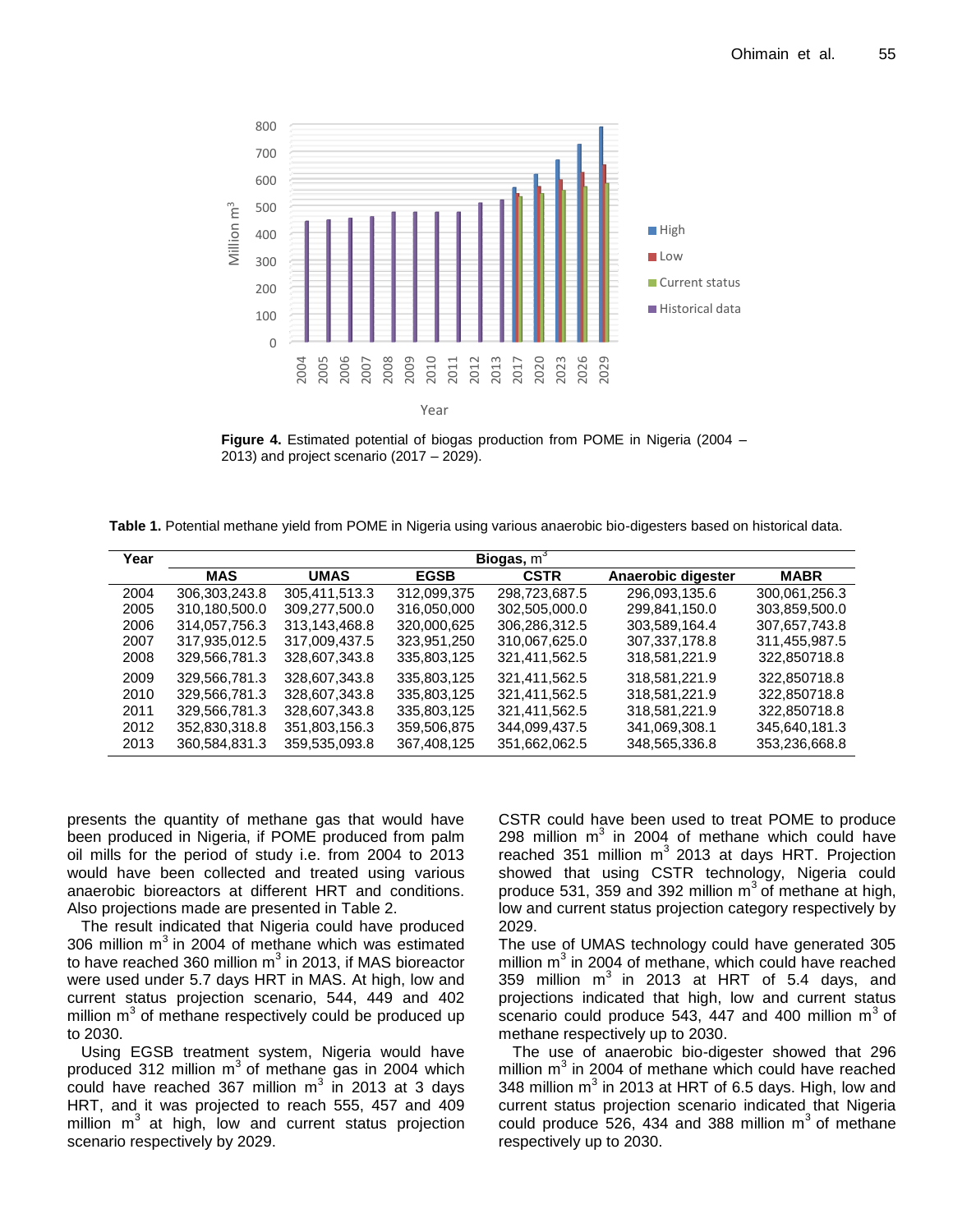**Figure 4.** Estimated potential of biogas production from POME in Nigeria (2004 – 2013) and project scenario (2017 – 2029).

**Table 1.** Potential methane yield from POME in Nigeria using various anaerobic bio-digesters based on historical data.

| Year | Biogas, $m^3$ | | | | | |
|---|---|---|---|---|---|---|
| | **MAS** | **UMAS** | **EGSB** | **CSTR** | **Anaerobic digester** | **MABR** |
| 2004 | 306,303,243.8 | 305,411,513.3 | 312,099,375 | 298,723,687.5 | 296,093,135.6 | 300,061,256.3 |
| 2005 | 310,180,500.0 | 309,277,500.0 | 316,050,000 | 302,505,000.0 | 299,841,150.0 | 303,859,500.0 |
| 2006 | 314,057,756.3 | 313,143,468.8 | 320,000,625 | 306,286,312.5 | 303,589,164.4 | 307,657,743.8 |
| 2007 | 317,935,012.5 | 317,009,437.5 | 323,951,250 | 310,067,625.0 | 307,337,178.8 | 311,455,987.5 |
| 2008 | 329,566,781.3 | 328,607,343.8 | 335,803,125 | 321,411,562.5 | 318,581,221.9 | 322,850718.8 |
| 2009 | 329,566,781.3 | 328,607,343.8 | 335,803,125 | 321,411,562.5 | 318,581,221.9 | 322,850718.8 |
| 2010 | 329,566,781.3 | 328,607,343.8 | 335,803,125 | 321,411,562.5 | 318,581,221.9 | 322,850718.8 |
| 2011 | 329,566,781.3 | 328,607,343.8 | 335,803,125 | 321,411,562.5 | 318,581,221.9 | 322,850718.8 |
| 2012 | 352,830,318.8 | 351,803,156.3 | 359,506,875 | 344,099,437.5 | 341,069,308.1 | 345,640,181.3 |
| 2013 | 360,584,831.3 | 359,535,093.8 | 367,408,125 | 351,662,062.5 | 348,565,336.8 | 353,236,668.8 |

presents the quantity of methane gas that would have been produced in Nigeria, if POME produced from palm oil mills for the period of study i.e. from 2004 to 2013 would have been collected and treated using various anaerobic bioreactors at different HRT and conditions. Also projections made are presented in Table 2.

The result indicated that Nigeria could have produced 306 million $m^3$ in 2004 of methane which was estimated to have reached 360 million $m^3$ in 2013, if MAS bioreactor were used under 5.7 days HRT in MAS. At high, low and current status projection scenario, 544, 449 and 402 million $m^3$ of methane respectively could be produced up to 2030.

Using EGSB treatment system, Nigeria would have produced 312 million $m^3$ of methane gas in 2004 which could have reached 367 million $m^3$ in 2013 at 3 days HRT, and it was projected to reach 555, 457 and 409 million $m^3$ at high, low and current status projection scenario respectively by 2029.

CSTR could have been used to treat POME to produce 298 million $m^3$ in 2004 of methane which could have reached 351 million $m^3$ 2013 at days HRT. Projection showed that using CSTR technology, Nigeria could produce 531, 359 and 392 million $m^3$ of methane at high, low and current status projection category respectively by 2029.

The use of UMAS technology could have generated 305 million $m^3$ in 2004 of methane, which could have reached 359 million $m^3$ in 2013 at HRT of 5.4 days, and projections indicated that high, low and current status scenario could produce 543, 447 and 400 million $m^3$ of methane respectively up to 2030.

The use of anaerobic bio-digester showed that 296 million $m^3$ in 2004 of methane which could have reached 348 million $m^3$ in 2013 at HRT of 6.5 days. High, low and current status projection scenario indicated that Nigeria could produce 526, 434 and 388 million $m^3$ of methane respectively up to 2030.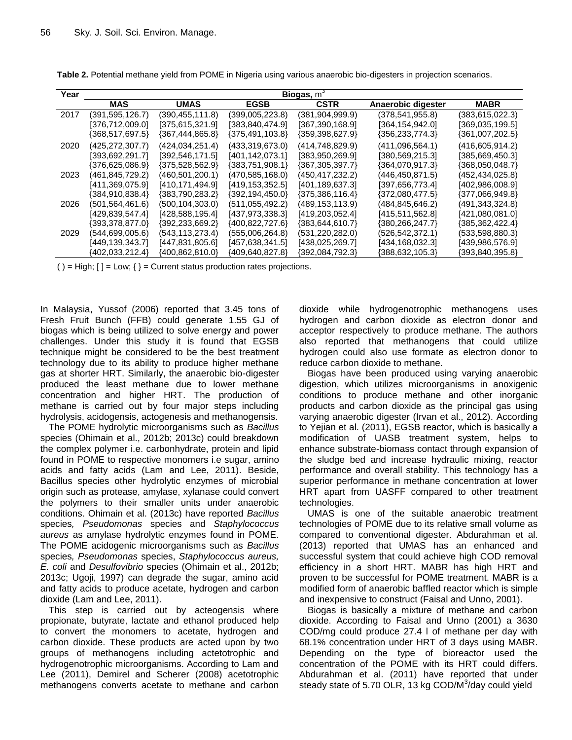**Table 2.** Potential methane yield from POME in Nigeria using various anaerobic bio-digesters in projection scenarios.

| Year | Biogas, $m^3$ | | | | | |
|---|---|---|---|---|---|---|
| | **MAS** | **UMAS** | **EGSB** | **CSTR** | **Anaerobic digester** | **MABR** |
| 2017 | (391,595,126.7) | (390,455,111.8) | (399,005,223.8) | (381,904,999.9) | (378,541,955.8) | (383,615,022.3) |
| | [376,712,009.0] | [375,615,321.9] | [383,840,474.9] | [367,390,168.9] | [364,154,942.0] | [369,035,199.5] |
| | {368,517,697.5} | {367,444,865.8} | {375,491,103.8} | {359,398,627.9} | {356,233,774.3} | {361,007,202.5} |
| 2020 | (425,272,307.7) | (424,034,251.4) | (433,319,673.0) | (414,748,829.9) | (411,096,564.1) | (416,605,914.2) |
| | [393,692,291.7] | [392,546,171.5] | [401,142,073.1] | [383,950,269.9] | [380,569,215.3] | [385,669,450.3] |
| | {376,625,086.9} | {375,528,562.9} | {383,751,908.1} | {367,305,397.7} | {364,070,917.3} | {368,050,048.7} |
| 2023 | (461,845,729.2) | (460,501,200.1) | (470,585,168.0) | (450,417,232.2) | (446,450,871.5) | (452,434,025.8) |
| | [411,369,075.9] | [410,171,494.9] | [419,153,352.5] | [401,189,637.3] | [397,656,773.4] | [402,986,008.9] |
| | {384,910,838.4} | {383,790,283.2} | {392,194,450.0} | {375,386,116.4} | {372,080,477.5} | {377,066,949.8} |
| 2026 | (501,564,461.6) | (500,104,303.0) | (511,055,492.2) | (489,153,113.9) | (484,845,646.2) | (491,343,324.8) |
| | [429,839,547.4] | [428,588,195.4] | [437,973,338.3] | [419,203,052.4] | [415,511,562.8] | [421,080,081.0] |
| | {393,378,877.0} | {392,233,669.2} | {400,822,727.6} | {383,644,610.7} | {380,266,247.7} | {385,362,422.4} |
| 2029 | (544,699,005.6) | (543,113,273.4) | (555,006,264.8) | (531,220,282.0) | (526,542,372.1) | (533,598,880.3) |
| | [449,139,343.7] | [447,831,805.6] | [457,638,341.5] | [438,025,269.7] | [434,168,032.3] | [439,986,576.9] |
| | {402,033,212.4} | {400,862,810.0} | {409,640,827.8} | {392,084,792.3} | {388,632,105.3} | {393,840,395.8} |

( ) = High; [ ] = Low; { } = Current status production rates projections.

In Malaysia, Yussof (2006) reported that 3.45 tons of Fresh Fruit Bunch (FFB) could generate 1.55 GJ of biogas which is being utilized to solve energy and power challenges. Under this study it is found that EGSB technique might be considered to be the best treatment technology due to its ability to produce higher methane gas at shorter HRT. Similarly, the anaerobic bio-digester produced the least methane due to lower methane concentration and higher HRT. The production of methane is carried out by four major steps including hydrolysis, acidogenesis, actogenesis and methanogensis.

The POME hydrolytic microorganisms such as *Bacillus* species (Ohimain et al., 2012b; 2013c) could breakdown the complex polymer i.e. carbonhydrate, protein and lipid found in POME to respective monomers i.e sugar, amino acids and fatty acids (Lam and Lee, 2011). Beside, Bacillus species other hydrolytic enzymes of microbial origin such as protease, amylase, xylanase could convert the polymers to their smaller units under anaerobic conditions. Ohimain et al. (2013c) have reported *Bacillus* species*, Pseudomonas* species and *Staphylococcus aureus* as amylase hydrolytic enzymes found in POME. The POME acidogenic microorganisms such as *Bacillus* species*, Pseudomonas* species, *Staphylococcus aureus, E. coli* and *Desulfovibrio* species (Ohimain et al., 2012b; 2013c; Ugoji, 1997) can degrade the sugar, amino acid and fatty acids to produce acetate, hydrogen and carbon dioxide (Lam and Lee, 2011).

This step is carried out by acteogensis where propionate, butyrate, lactate and ethanol produced help to convert the monomers to acetate, hydrogen and carbon dioxide. These products are acted upon by two groups of methanogens including acetotrophic and hydrogenotrophic microorganisms. According to Lam and Lee (2011), Demirel and Scherer (2008) acetotrophic methanogens converts acetate to methane and carbon dioxide while hydrogenotrophic methanogens uses hydrogen and carbon dioxide as electron donor and acceptor respectively to produce methane. The authors also reported that methanogens that could utilize hydrogen could also use formate as electron donor to reduce carbon dioxide to methane.

Biogas have been produced using varying anaerobic digestion, which utilizes microorganisms in anoxigenic conditions to produce methane and other inorganic products and carbon dioxide as the principal gas using varying anaerobic digester (Irvan et al., 2012). According to Yejian et al. (2011), EGSB reactor, which is basically a modification of UASB treatment system, helps to enhance substrate-biomass contact through expansion of the sludge bed and increase hydraulic mixing, reactor performance and overall stability. This technology has a superior performance in methane concentration at lower HRT apart from UASFF compared to other treatment technologies.

UMAS is one of the suitable anaerobic treatment technologies of POME due to its relative small volume as compared to conventional digester. Abdurahman et al. (2013) reported that UMAS has an enhanced and successful system that could achieve high COD removal efficiency in a short HRT. MABR has high HRT and proven to be successful for POME treatment. MABR is a modified form of anaerobic baffled reactor which is simple and inexpensive to construct (Faisal and Unno, 2001).

Biogas is basically a mixture of methane and carbon dioxide. According to Faisal and Unno (2001) a 3630 COD/mg could produce 27.4 l of methane per day with 68.1% concentration under HRT of 3 days using MABR. Depending on the type of bioreactor used the concentration of the POME with its HRT could differs. Abdurahman et al. (2011) have reported that under steady state of 5.70 OLR, 13 kg COD/$M^3$/day could yield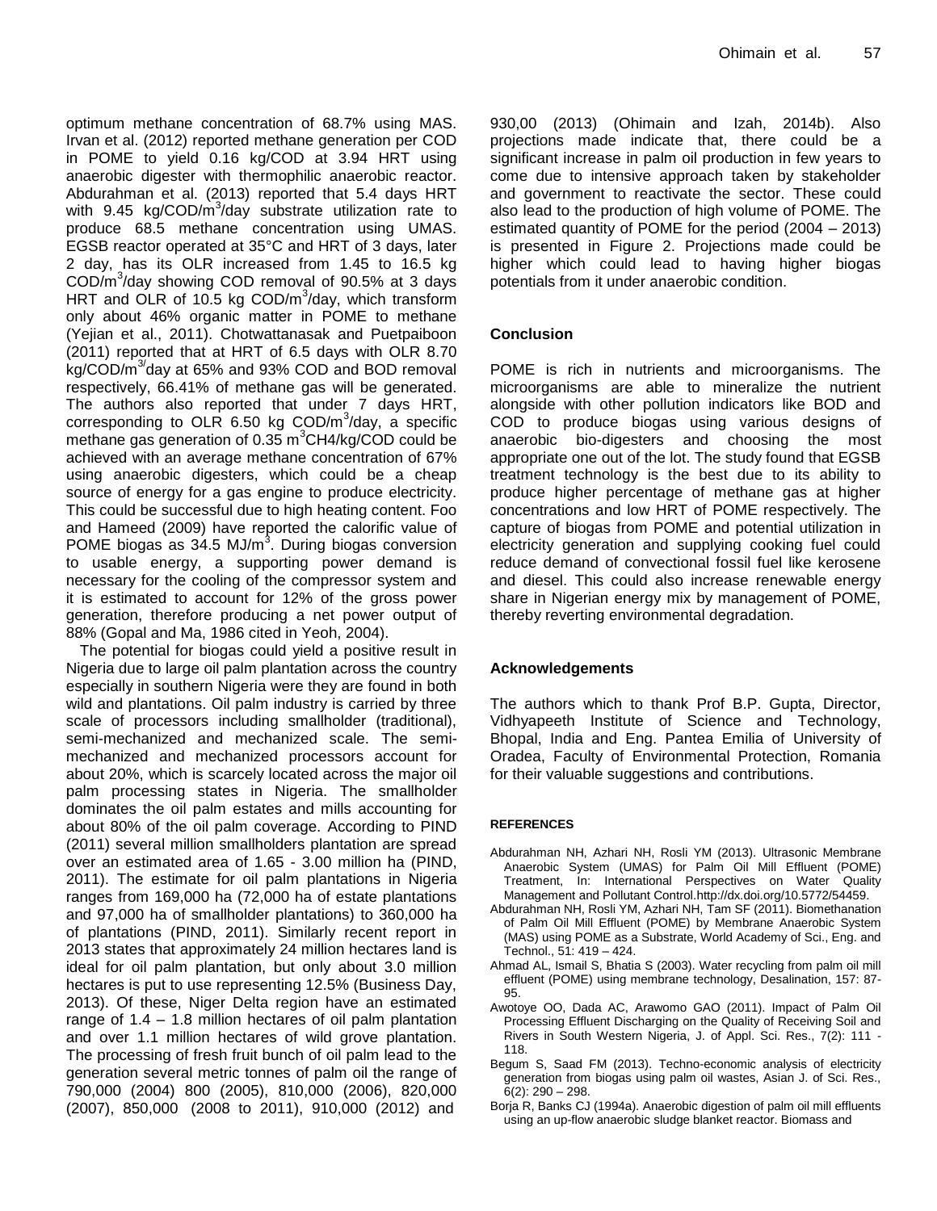optimum methane concentration of 68.7% using MAS. Irvan et al. (2012) reported methane generation per COD in POME to yield 0.16 kg/COD at 3.94 HRT using anaerobic digester with thermophilic anaerobic reactor. Abdurahman et al. (2013) reported that 5.4 days HRT with 9.45 kg/COD/$m^3$/day substrate utilization rate to produce 68.5 methane concentration using UMAS. EGSB reactor operated at 35°C and HRT of 3 days, later 2 day, has its OLR increased from 1.45 to 16.5 kg COD/$m^3$/day showing COD removal of 90.5% at 3 days HRT and OLR of 10.5 kg COD/$m^3$/day, which transform only about 46% organic matter in POME to methane (Yejian et al., 2011). Chotwattanasak and Puetpaiboon (2011) reported that at HRT of 6.5 days with OLR 8.70 kg/COD/$m^{3/}$day at 65% and 93% COD and BOD removal respectively, 66.41% of methane gas will be generated. The authors also reported that under 7 days HRT, corresponding to OLR 6.50 kg COD/$m^3$/day, a specific methane gas generation of 0.35 $m^3$CH4/kg/COD could be achieved with an average methane concentration of 67% using anaerobic digesters, which could be a cheap source of energy for a gas engine to produce electricity. This could be successful due to high heating content. Foo and Hameed (2009) have reported the calorific value of POME biogas as 34.5 MJ/$m^3$. During biogas conversion to usable energy, a supporting power demand is necessary for the cooling of the compressor system and it is estimated to account for 12% of the gross power generation, therefore producing a net power output of 88% (Gopal and Ma, 1986 cited in Yeoh, 2004).

The potential for biogas could yield a positive result in Nigeria due to large oil palm plantation across the country especially in southern Nigeria were they are found in both wild and plantations. Oil palm industry is carried by three scale of processors including smallholder (traditional), semi-mechanized and mechanized scale. The semi-mechanized and mechanized processors account for about 20%, which is scarcely located across the major oil palm processing states in Nigeria. The smallholder dominates the oil palm estates and mills accounting for about 80% of the oil palm coverage. According to PIND (2011) several million smallholders plantation are spread over an estimated area of 1.65 - 3.00 million ha (PIND, 2011). The estimate for oil palm plantations in Nigeria ranges from 169,000 ha (72,000 ha of estate plantations and 97,000 ha of smallholder plantations) to 360,000 ha of plantations (PIND, 2011). Similarly recent report in 2013 states that approximately 24 million hectares land is ideal for oil palm plantation, but only about 3.0 million hectares is put to use representing 12.5% (Business Day, 2013). Of these, Niger Delta region have an estimated range of 1.4 – 1.8 million hectares of oil palm plantation and over 1.1 million hectares of wild grove plantation. The processing of fresh fruit bunch of oil palm lead to the generation several metric tonnes of palm oil the range of 790,000 (2004) 800 (2005), 810,000 (2006), 820,000 (2007), 850,000 (2008 to 2011), 910,000 (2012) and 930,00 (2013) (Ohimain and Izah, 2014b). Also projections made indicate that, there could be a significant increase in palm oil production in few years to come due to intensive approach taken by stakeholder and government to reactivate the sector. These could also lead to the production of high volume of POME. The estimated quantity of POME for the period (2004 – 2013) is presented in Figure 2. Projections made could be higher which could lead to having higher biogas potentials from it under anaerobic condition.

## Conclusion

POME is rich in nutrients and microorganisms. The microorganisms are able to mineralize the nutrient alongside with other pollution indicators like BOD and COD to produce biogas using various designs of anaerobic bio-digesters and choosing the most appropriate one out of the lot. The study found that EGSB treatment technology is the best due to its ability to produce higher percentage of methane gas at higher concentrations and low HRT of POME respectively. The capture of biogas from POME and potential utilization in electricity generation and supplying cooking fuel could reduce demand of convectional fossil fuel like kerosene and diesel. This could also increase renewable energy share in Nigerian energy mix by management of POME, thereby reverting environmental degradation.

## Acknowledgements

The authors which to thank Prof B.P. Gupta, Director, Vidhyapeeth Institute of Science and Technology, Bhopal, India and Eng. Pantea Emilia of University of Oradea, Faculty of Environmental Protection, Romania for their valuable suggestions and contributions.

## REFERENCES

Abdurahman NH, Azhari NH, Rosli YM (2013). Ultrasonic Membrane Anaerobic System (UMAS) for Palm Oil Mill Effluent (POME) Treatment, In: International Perspectives on Water Quality Management and Pollutant Control.http://dx.doi.org/10.5772/54459.

Abdurahman NH, Rosli YM, Azhari NH, Tam SF (2011). Biomethanation of Palm Oil Mill Effluent (POME) by Membrane Anaerobic System (MAS) using POME as a Substrate, World Academy of Sci., Eng. and Technol., 51: 419 – 424.

Ahmad AL, Ismail S, Bhatia S (2003). Water recycling from palm oil mill effluent (POME) using membrane technology, Desalination, 157: 87-95.

Awotoye OO, Dada AC, Arawomo GAO (2011). Impact of Palm Oil Processing Effluent Discharging on the Quality of Receiving Soil and Rivers in South Western Nigeria, J. of Appl. Sci. Res., 7(2): 111 - 118.

Begum S, Saad FM (2013). Techno-economic analysis of electricity generation from biogas using palm oil wastes, Asian J. of Sci. Res., 6(2): 290 – 298.

Borja R, Banks CJ (1994a). Anaerobic digestion of palm oil mill effluents using an up-flow anaerobic sludge blanket reactor. Biomass and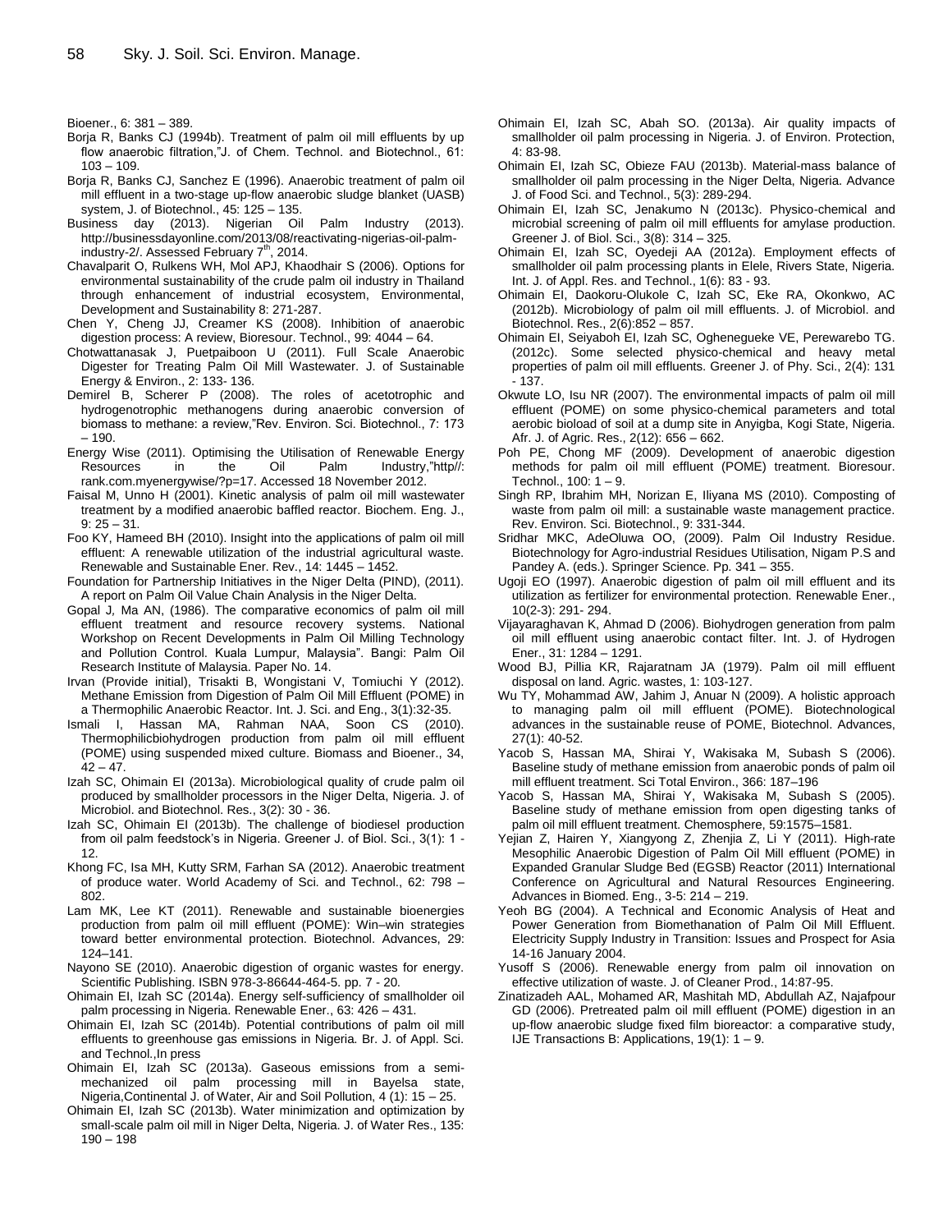Bioener., 6: 381 – 389.

Borja R, Banks CJ (1994b). Treatment of palm oil mill effluents by up flow anaerobic filtration,"J. of Chem. Technol. and Biotechnol., 61: 103 – 109.

Borja R, Banks CJ, Sanchez E (1996). Anaerobic treatment of palm oil mill effluent in a two-stage up-flow anaerobic sludge blanket (UASB) system, J. of Biotechnol., 45: 125 – 135.

Business day (2013). Nigerian Oil Palm Industry (2013). http://businessdayonline.com/2013/08/reactivating-nigerias-oil-palm-industry-2/. Assessed February 7th, 2014.

Chavalparit O, Rulkens WH, Mol APJ, Khaodhair S (2006). Options for environmental sustainability of the crude palm oil industry in Thailand through enhancement of industrial ecosystem, Environmental, Development and Sustainability 8: 271-287.

Chen Y, Cheng JJ, Creamer KS (2008). Inhibition of anaerobic digestion process: A review, Bioresour. Technol., 99: 4044 – 64.

Chotwattanasak J, Puetpaiboon U (2011). Full Scale Anaerobic Digester for Treating Palm Oil Mill Wastewater. J. of Sustainable Energy & Environ., 2: 133- 136.

Demirel B, Scherer P (2008). The roles of acetotrophic and hydrogenotrophic methanogens during anaerobic conversion of biomass to methane: a review,"Rev. Environ. Sci. Biotechnol., 7: 173 – 190.

Energy Wise (2011). Optimising the Utilisation of Renewable Energy Resources in the Oil Palm Industry,"http//: rank.com.myenergywise/?p=17. Accessed 18 November 2012.

Faisal M, Unno H (2001). Kinetic analysis of palm oil mill wastewater treatment by a modified anaerobic baffled reactor. Biochem. Eng. J., 9: 25 – 31.

Foo KY, Hameed BH (2010). Insight into the applications of palm oil mill effluent: A renewable utilization of the industrial agricultural waste. Renewable and Sustainable Ener. Rev., 14: 1445 – 1452.

Foundation for Partnership Initiatives in the Niger Delta (PIND), (2011). A report on Palm Oil Value Chain Analysis in the Niger Delta.

Gopal J, Ma AN, (1986). The comparative economics of palm oil mill effluent treatment and resource recovery systems. National Workshop on Recent Developments in Palm Oil Milling Technology and Pollution Control. Kuala Lumpur, Malaysia". Bangi: Palm Oil Research Institute of Malaysia. Paper No. 14.

Irvan (Provide initial), Trisakti B, Wongistani V, Tomiuchi Y (2012). Methane Emission from Digestion of Palm Oil Mill Effluent (POME) in a Thermophilic Anaerobic Reactor. Int. J. Sci. and Eng., 3(1):32-35.

Ismali I, Hassan MA, Rahman NAA, Soon CS (2010). Thermophilicbiohydrogen production from palm oil mill effluent (POME) using suspended mixed culture. Biomass and Bioener., 34, 42 – 47.

Izah SC, Ohimain EI (2013a). Microbiological quality of crude palm oil produced by smallholder processors in the Niger Delta, Nigeria. J. of Microbiol. and Biotechnol. Res., 3(2): 30 - 36.

Izah SC, Ohimain EI (2013b). The challenge of biodiesel production from oil palm feedstock's in Nigeria. Greener J. of Biol. Sci., 3(1): 1 - 12.

Khong FC, Isa MH, Kutty SRM, Farhan SA (2012). Anaerobic treatment of produce water. World Academy of Sci. and Technol., 62: 798 – 802.

Lam MK, Lee KT (2011). Renewable and sustainable bioenergies production from palm oil mill effluent (POME): Win–win strategies toward better environmental protection. Biotechnol. Advances, 29: 124–141.

Nayono SE (2010). Anaerobic digestion of organic wastes for energy. Scientific Publishing. ISBN 978-3-86644-464-5. pp. 7 - 20.

Ohimain EI, Izah SC (2014a). Energy self-sufficiency of smallholder oil palm processing in Nigeria. Renewable Ener., 63: 426 – 431.

Ohimain EI, Izah SC (2014b). Potential contributions of palm oil mill effluents to greenhouse gas emissions in Nigeria. Br. J. of Appl. Sci. and Technol.,In press

Ohimain EI, Izah SC (2013a). Gaseous emissions from a semi-mechanized oil palm processing mill in Bayelsa state, Nigeria,Continental J. of Water, Air and Soil Pollution, 4 (1): 15 – 25.

Ohimain EI, Izah SC (2013b). Water minimization and optimization by small-scale palm oil mill in Niger Delta, Nigeria. J. of Water Res., 135: 190 – 198

Ohimain EI, Izah SC, Abah SO. (2013a). Air quality impacts of smallholder oil palm processing in Nigeria. J. of Environ. Protection, 4: 83-98.

Ohimain EI, Izah SC, Obieze FAU (2013b). Material-mass balance of smallholder oil palm processing in the Niger Delta, Nigeria. Advance J. of Food Sci. and Technol., 5(3): 289-294.

Ohimain EI, Izah SC, Jenakumo N (2013c). Physico-chemical and microbial screening of palm oil mill effluents for amylase production. Greener J. of Biol. Sci., 3(8): 314 – 325.

Ohimain EI, Izah SC, Oyedeji AA (2012a). Employment effects of smallholder oil palm processing plants in Elele, Rivers State, Nigeria. Int. J. of Appl. Res. and Technol., 1(6): 83 - 93.

Ohimain EI, Daokoru-Olukole C, Izah SC, Eke RA, Okonkwo, AC (2012b). Microbiology of palm oil mill effluents. J. of Microbiol. and Biotechnol. Res., 2(6):852 – 857.

Ohimain EI, Seiyaboh EI, Izah SC, Oghenegueke VE, Perewarebo TG. (2012c). Some selected physico-chemical and heavy metal properties of palm oil mill effluents. Greener J. of Phy. Sci., 2(4): 131 - 137.

Okwute LO, Isu NR (2007). The environmental impacts of palm oil mill effluent (POME) on some physico-chemical parameters and total aerobic bioload of soil at a dump site in Anyigba, Kogi State, Nigeria. Afr. J. of Agric. Res., 2(12): 656 – 662.

Poh PE, Chong MF (2009). Development of anaerobic digestion methods for palm oil mill effluent (POME) treatment. Bioresour. Technol., 100: 1 – 9.

Singh RP, Ibrahim MH, Norizan E, Iliyana MS (2010). Composting of waste from palm oil mill: a sustainable waste management practice. Rev. Environ. Sci. Biotechnol., 9: 331-344.

Sridhar MKC, AdeOluwa OO, (2009). Palm Oil Industry Residue. Biotechnology for Agro-industrial Residues Utilisation, Nigam P.S and Pandey A. (eds.). Springer Science. Pp. 341 – 355.

Ugoji EO (1997). Anaerobic digestion of palm oil mill effluent and its utilization as fertilizer for environmental protection. Renewable Ener., 10(2-3): 291- 294.

Vijayaraghavan K, Ahmad D (2006). Biohydrogen generation from palm oil mill effluent using anaerobic contact filter. Int. J. of Hydrogen Ener., 31: 1284 – 1291.

Wood BJ, Pillia KR, Rajaratnam JA (1979). Palm oil mill effluent disposal on land. Agric. wastes, 1: 103-127.

Wu TY, Mohammad AW, Jahim J, Anuar N (2009). A holistic approach to managing palm oil mill effluent (POME). Biotechnological advances in the sustainable reuse of POME, Biotechnol. Advances, 27(1): 40-52.

Yacob S, Hassan MA, Shirai Y, Wakisaka M, Subash S (2006). Baseline study of methane emission from anaerobic ponds of palm oil mill effluent treatment. Sci Total Environ., 366: 187–196

Yacob S, Hassan MA, Shirai Y, Wakisaka M, Subash S (2005). Baseline study of methane emission from open digesting tanks of palm oil mill effluent treatment. Chemosphere, 59:1575–1581.

Yejian Z, Hairen Y, Xiangyong Z, Zhenjia Z, Li Y (2011). High-rate Mesophilic Anaerobic Digestion of Palm Oil Mill effluent (POME) in Expanded Granular Sludge Bed (EGSB) Reactor (2011) International Conference on Agricultural and Natural Resources Engineering. Advances in Biomed. Eng., 3-5: 214 – 219.

Yeoh BG (2004). A Technical and Economic Analysis of Heat and Power Generation from Biomethanation of Palm Oil Mill Effluent. Electricity Supply Industry in Transition: Issues and Prospect for Asia 14-16 January 2004.

Yusoff S (2006). Renewable energy from palm oil innovation on effective utilization of waste. J. of Cleaner Prod., 14:87-95.

Zinatizadeh AAL, Mohamed AR, Mashitah MD, Abdullah AZ, Najafpour GD (2006). Pretreated palm oil mill effluent (POME) digestion in an up-flow anaerobic sludge fixed film bioreactor: a comparative study, IJE Transactions B: Applications, 19(1): 1 – 9.